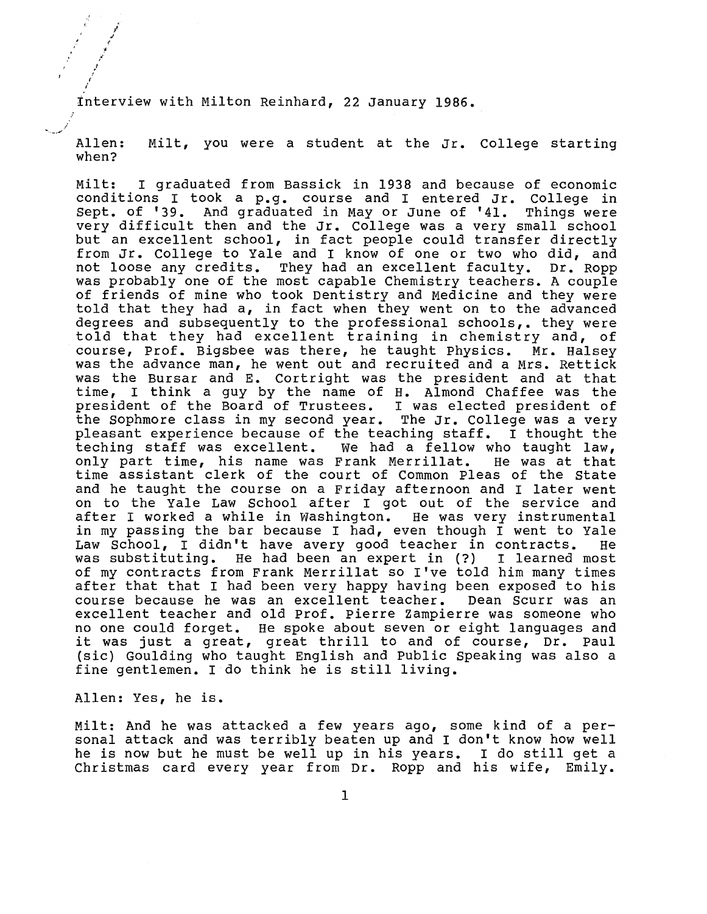Interview with Milton Reinhard, 22 January 1986.

Allen: Milt, you were a student at the Jr. College starting when?

Milt: I graduated from Bassick in 1938 and because of economic conditions I took a p.g. course and I entered Jr. College in Sept. of '39. And graduated in May or June of '41. Things were very difficult then and the Jr. College was a very small school but an excellent school, in fact people could transfer directly from Jr. College to Yale and I know of one or two who did, and not loose any credits. They had an excellent faculty. Dr. Ropp was probably one of the most capable Chemistry teachers. A couple of friends of mine who took Dentistry and Medicine and they were told that they had a, in fact when they went on to the advanced degrees and subsequently to the professional schools,. they were told that they had excellent training in chemistry and, of course, Prof. Bigsbee was there, he taught Physics. Mr. Halsey was the advance man, he went out and recruited and a Mrs. Rettick was the Bursar and E. Cortright was the president and at that time, I think a guy by the name of H. Almond Chaffee was the president of the Board of Trustees. I was elected president of the Sophmore class in my second year. The Jr. College was a very pleasant experience because of the teaching staff. I thought the teching staff was excellent. We had a fellow who taught law, only part time, his name was Frank Merrillat. He was at that time assistant clerk of the court of Common Pleas of the State and he taught the course on a Friday afternoon and I later went on to the Yale Law School after I got out of the service and after I worked a while in Washington. He was very instrumental in my passing the bar because I had, even though I went to Yale Law School, I didn't have avery good teacher in contracts. He was substituting. He had been an expert in (?) I learned most of my contracts from Frank Merrillat so I've told him many times after that that I had been very happy having been exposed to his course because he was an excellent teacher. Dean Scurr was an excellent teacher and old Prof. Pierre Zampierre was someone who no one could forget. He spoke about seven or eight languages and it was just a great, great thrill to and of course, Dr. Paul (sic) Goulding who taught English and Public Speaking was also a fine gentlemen. I do think he is still living.

Allen: Yes, he is.

Milt: And he was attacked a few years ago, some kind of a personal attack and was terribly beaten up and I don't know how well he is now but he must be well up in his years. I do still get a Christmas card every year from Dr. Ropp and his wife, Emily.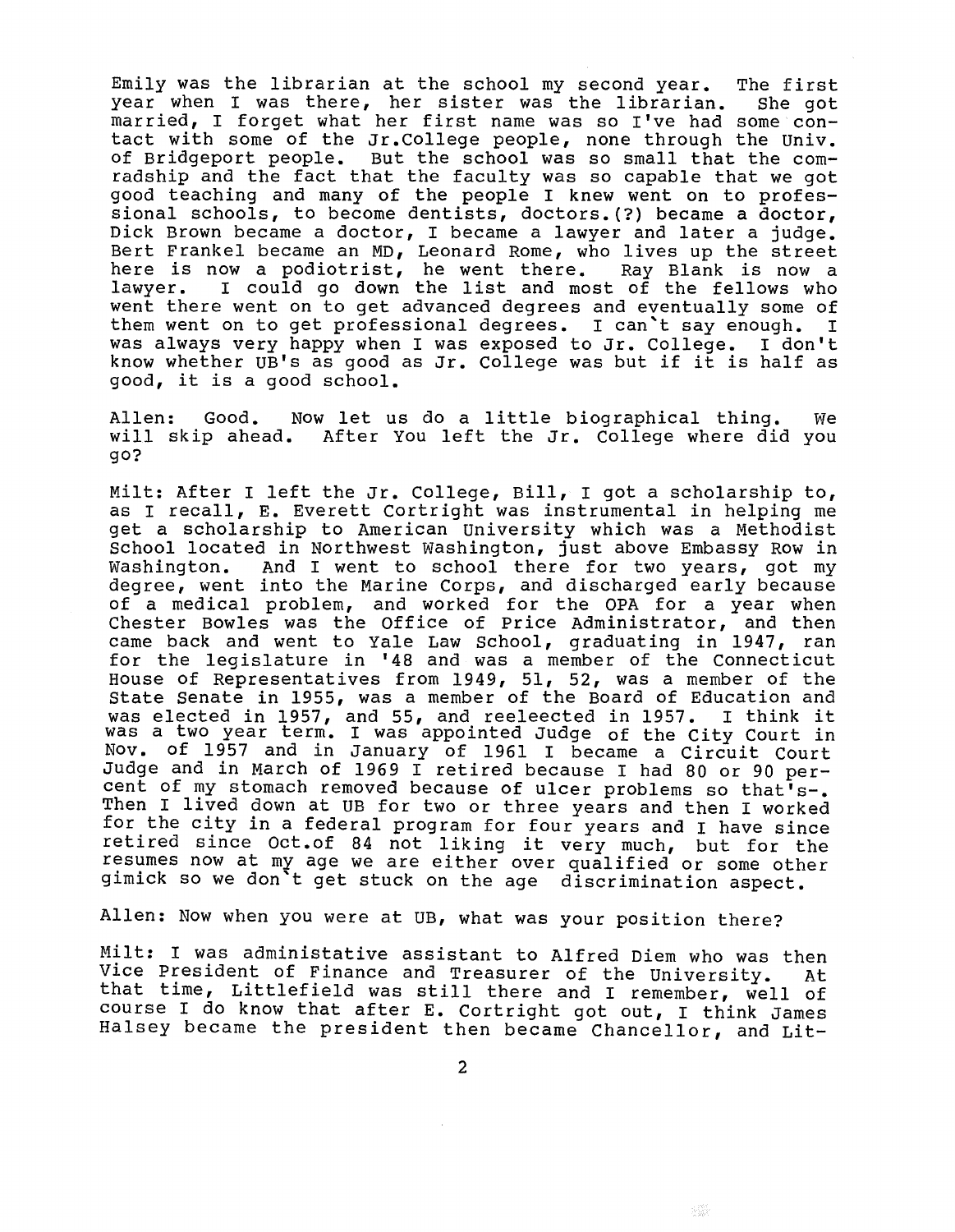Emily was the librarian at the school my second year. The first year when I was there, her sister was the librarian. She got married, I forget what her first name was so I've had some contact with some of the Jr.College people, none through the Univ. of Bridgeport people. But the school was so small that the comradship and the fact that the faculty was so capable that we got good teaching and many of the people I knew went on to professional schools, to become dentists, doctors.(?) became a doctor, Dick Brown became a doctor, I became a lawyer and later a judge. Bert Frankel became an MD, Leonard Rome, who lives up the street here is now a podiotrist, he went there. Ray Blank is now a lawyer. I could go down the list and most of the fellows who went there went on to get advanced degrees and eventually some of them went on to get professional degrees. I can't say enough. I was always very happy when I was exposed to Jr. College. I don't know whether UB's as good as Jr. College was but if it is half as good, it is a good school.

Allen: Good. Now let us do a little biographical thing. We will skip ahead. After You left the Jr. College where did you go?

Milt: After I left the Jr. College, Bill, I got a scholarship to, as I recall, E. Everett Cortright was instrumental in helping me get a scholarship to American University which was a Methodist School located in Northwest Washington, just above Embassy Row in Washington. And I went to school there for two years, got my degree, went into the Marine Corps, and discharged early because of a medical problem, and worked for the OPA for a year when Chester Bowles was the Office of Price Administrator, and then came back and went to Yale Law School, graduating in 1947, ran for the legislature in '48 and was a member of the Connecticut House of Representatives from 1949, 51, 52, was a member of the State Senate in 1955, was a member of the Board of Education and was elected in 1957, and 55, and reeleected in 1957. I think it was a two year term. I was appointed Judge of the City Court in Nov. of 1957 and in January of 1961 I became a Circuit Court Judge and in March of 1969 I retired because I had 80 or 90 percent of my stomach removed because of ulcer problems so that's-. Then I lived down at UB for two or three years and then I worked for the city in a federal program for four years and I have since retired since Oct.of 84 not liking it very much, but for the resumes now at my age we are either over qualified or some other gimick so we don't get stuck on the age discrimination aspect.

Allen: Now when you were at UB, what was your position there?

Milt: I was administative assistant to Alfred Diem who was then Vice President of Finance and Treasurer of the University. At that time, Littlefield was still there and I remember, well of course I do know that after E. Cortright got out, I think James Halsey became the president then became Chancellor, and Lit-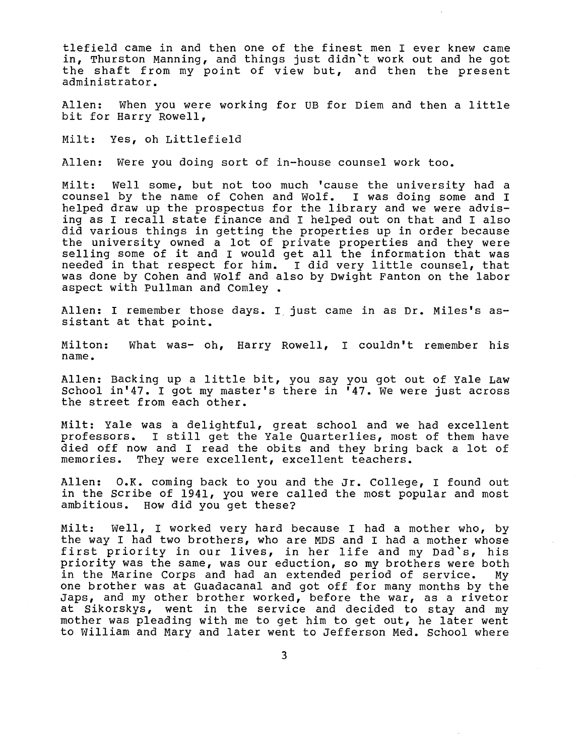tlefield came in and then one of the finest men I ever knew came in, Thurston Manning, and things just didn't work out and he got the shaft from my point of view but, and then the present administrator.

Allen: When you were working for UB for Diem and then a little bit for Harry Rowell,

Milt: Yes, oh Littlefield

Allen: Were you doing sort of in-house counsel work too.

Milt: Well some, but not too much 'cause the university had a counsel by the name of Cohen and Wolf. I was doing some and I helped draw up the prospectus for the library and we were advising as I recall state finance and I helped out on that and I also did various things in getting the properties up in order because the university owned a lot of private properties and they were selling some of it and I would get all the information that was needed in that respect for him. I did very little counsel, that was done by Cohen and Wolf and also by Dwight Fanton on the labor aspect with Pullman and Comley .

Allen: I remember those days. I just came in as Dr. Miles's assistant at that point.

Milton: What was- oh, Harry Rowell, I couldn't remember his name.

Allen: Backing up a little bit, you say you got out of Yale Law School in'47. I got my master's there in '47. We were just across the street from each other.

Milt: Yale was a delightful, great school and we had excellent professors. I still get the Yale Quarterlies, most of them have died off now and I read the obits and they bring back a lot of memories. They were excellent, excellent teachers.

Allen: O.K. coming back to you and the Jr. College, I found out in the Scribe of 1941, you were called the most popular and most ambitious. How did you get these?

Milt: Well, I worked very hard because I had a mother who, by the way I had two brothers, who are MDS and I had a mother whose first priority in our lives, in her life and my Dad's, his priority was the same, was our eduction, so my brothers were both in the Marine Corps and had an extended period of service. My one brother was at Guadacanal and got off for many months by the Japs, and my other brother worked, before the war, as a rivetor at Sikorskys, went in the service and decided to stay and my mother was pleading with me to get him to get out, he later went to William and Mary and later went to Jefferson Med. School where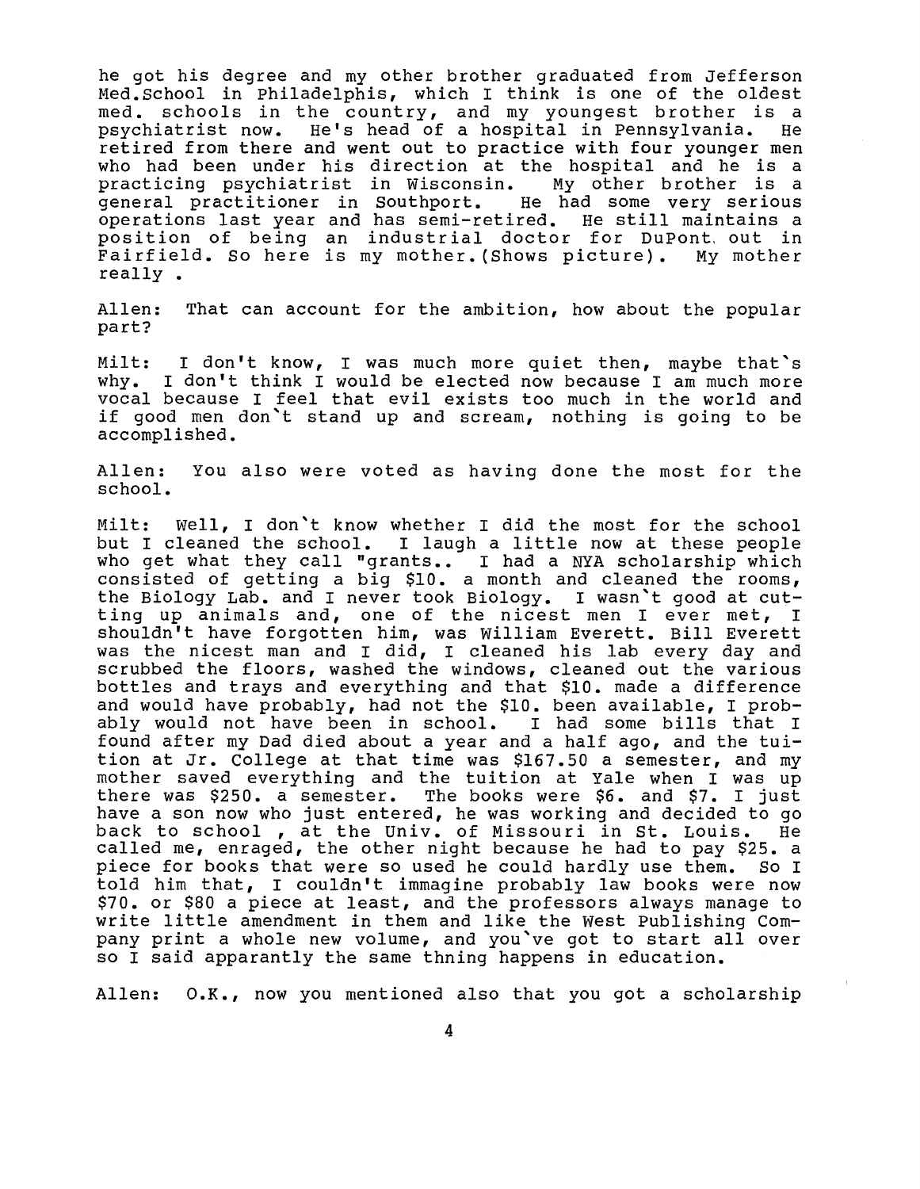he got his degree and my other brother graduated from Jefferson Med.School in Philadelphis, which I think is one of the oldest med. schools in the country, and my youngest brother is a psychiatrist now. He's head of a hospital in Pennsylvania. He retired from there and went out to practice with four younger men who had been under his direction at the hospital and he is a practicing psychiatrist in Wisconsin. My other brother is a general practitioner in Southport. He had some very serious operations last year and has semi-retired. He still maintains a position of being an industrial doctor for DuPont out in Fairfield. So here is my mother.(Shows picture). My mother really .

Allen: That can account for the ambition, how about the popular part?

Milt: I don't know, I was much more quiet then, maybe that's why. I don't think I would be elected now because I am much more vocal because I feel that evil exists too much in the world and if good men don't stand up and scream, nothing is going to be accomplished.

Allen: You also were voted as having done the most for the school.

Milt: Well, I don't know whether I did the most for the school but I cleaned the school. I laugh a little now at these people who get what they call "grants.. I had a NYA scholarship which consisted of getting a big $10. a month and cleaned the rooms, the Biology Lab. and I never took Biology. I wasn't good at cutting up animals and, one of the nicest men I ever met, I shouldn't have forgotten him, was William Everett. Bill Everett was the nicest man and I did, I cleaned his lab every day and scrubbed the floors, washed the windows, cleaned out the various bottles and trays and everything and that $10. made a difference and would have probably, had not the $10. been available, I probably would not have been in school. I had some bills that I found after my Dad died about a year and a half ago, and the tuition at Jr. College at that time was $167.50 a semester, and my mother saved everything and the tuition at Yale when I was up there was $250. a semester. The books were $6. and $7. I just have a son now who just entered, he was working and decided to go back to school , at the Univ. of Missouri in St. Louis. He called me, enraged, the other night because he had to pay $25. a piece for books that were so used he could hardly use them. So I told him that, I couldn't immagine probably law books were now $70. or $80 a piece at least, and the professors always manage to write little amendment in them and like the West Publishing Company print a whole new volume, and you've got to start all over so I said apparantly the same thning happens in education.

Allen: O.K., now you mentioned also that you got a scholarship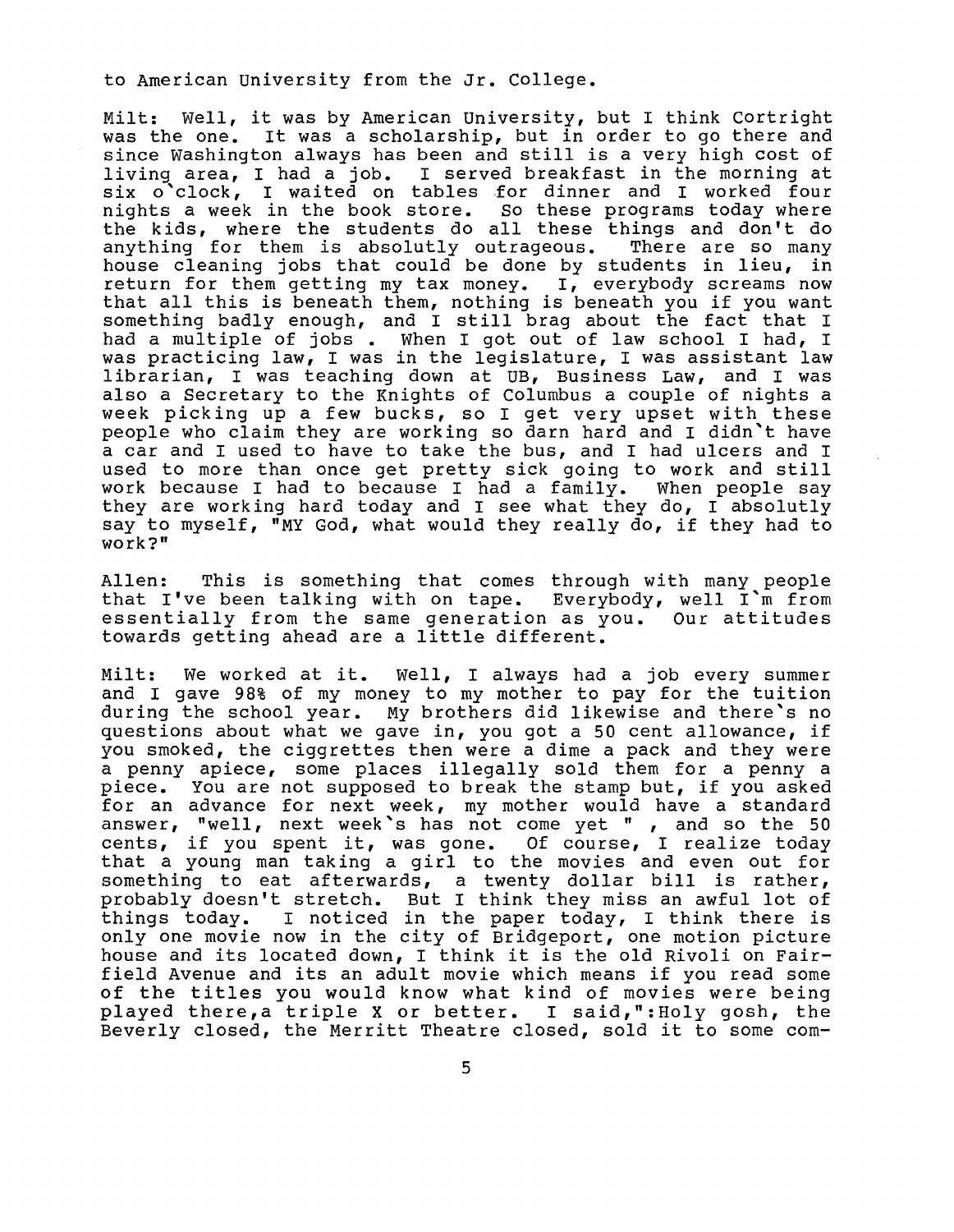to American University from the Jr. College.

Milt: Well, it was by American University, but I think Cortright was the one. It was a scholarship, but in order to go there and since Washington always has been and still is a very high cost of living area, I had a job. I served breakfast in the morning at six o'clock, I waited on tables for dinner and I worked four nights a week in the book store. So these programs today where the kids, where the students do all these things and don't do anything for them is absolutly outrageous. There are so many house cleaning jobs that could be done by students in lieu, in return for them getting my tax money. I, everybody screams now that all this is beneath them, nothing is beneath you if you want something badly enough, and I still brag about the fact that I had a multiple of jobs . When I got out of law school I had, I was practicing law, I was in the legislature, I was assistant law librarian, I was teaching down at UB, Business Law, and I was also a Secretary to the Knights of Columbus a couple of nights a week picking up a few bucks, so I get very upset with these people who claim they are working so darn hard and I didn't have a car and I used to have to take the bus, and I had ulcers and I used to more than once get pretty sick going to work and still work because I had to because I had a family. When people say they are working hard today and I see what they do, I absolutly say to myself, "MY God, what would they really do, if they had to work?"

Allen: This is something that comes through with many people that I've been talking with on tape. Everybody, well I'm from essentially from the same generation as you. Our attitudes towards getting ahead are a little different.

Milt: We worked at it. Well, I always had a job every summer and I gave 98% of my money to my mother to pay for the tuition during the school year. My brothers did likewise and there's no questions about what we gave in, you got a 50 cent allowance, if you smoked, the ciggrettes then were a dime a pack and they were a penny apiece, some places illegally sold them for a penny a piece. You are not supposed to break the stamp but, if you asked for an advance for next week, my mother would have a standard answer, "well, next week's has not come yet " , and so the 50 cents, if you spent it, was gone. Of course, I realize today that a young man taking a girl to the movies and even out for something to eat afterwards, a twenty dollar bill is rather, probably doesn't stretch. But I think they miss an awful lot of things today. I noticed in the paper today, I think there is only one movie now in the city of Bridgeport, one motion picture house and its located down, I think it is the old Rivoli on Fairfield Avenue and its an adult movie which means if you read some of the titles you would know what kind of movies were being played there,a triple X or better. I said,":Holy gosh, the Beverly closed, the Merritt Theatre closed, sold it to some com-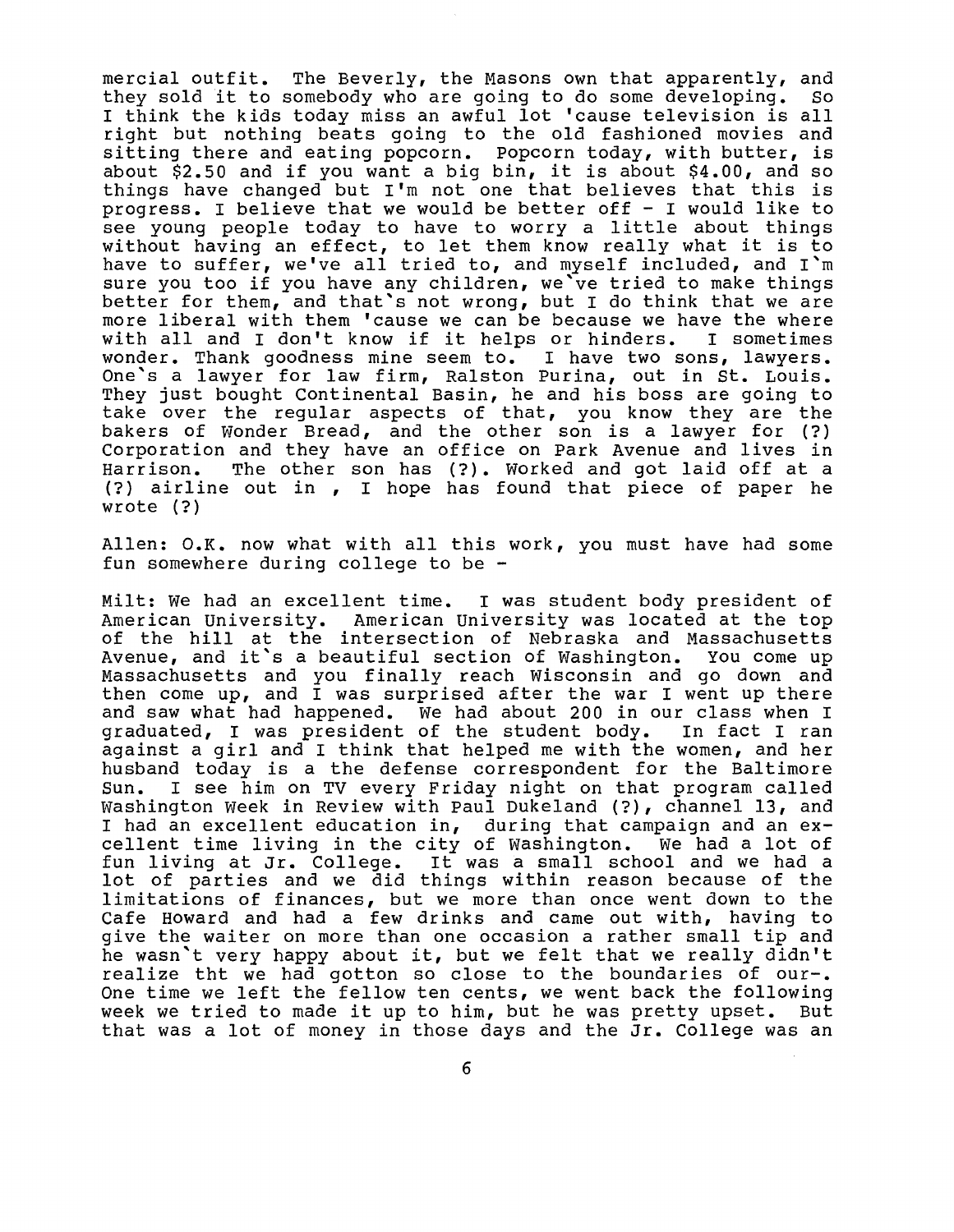mercial outfit. The Beverly, the Masons own that apparently, and they sold it to somebody who are going to do some developing. So I think the kids today miss an awful lot 'cause television is all right but nothing beats going to the old fashioned movies and sitting there and eating popcorn. Popcorn today, with butter, is about $2.50 and if you want a big bin, it is about $4.00, and so things have changed but I'm not one that believes that this is progress. I believe that we would be better off - I would like to see young people today to have to worry a little about things without having an effect, to let them know really what it is to have to suffer, we've all tried to, and myself included, and I`m sure you too if you have any children, we`ve tried to make things better for them, and that`s not wrong, but I do think that we are more liberal with them 'cause we can be because we have the where with all and I don't know if it helps or hinders. I sometimes wonder. Thank goodness mine seem to. I have two sons, lawyers. One`s a lawyer for law firm, Ralston Purina, out in St. Louis. They just bought Continental Basin, he and his boss are going to take over the regular aspects of that, you know they are the bakers of Wonder Bread, and the other son is a lawyer for (?) Corporation and they have an office on Park Avenue and lives in Harrison. The other son has (?). Worked and got laid off at a (?) airline out in , I hope has found that piece of paper he wrote (?)

Allen: O.K. now what with all this work, you must have had some fun somewhere during college to be -

Milt: We had an excellent time. I was student body president of American University. American University was located at the top of the hill at the intersection of Nebraska and Massachusetts Avenue, and it`s a beautiful section of Washington. You come up Massachusetts and you finally reach Wisconsin and go down and then come up, and I was surprised after the war I went up there and saw what had happened. We had about 200 in our class when I graduated, I was president of the student body. In fact I ran against a girl and I think that helped me with the women, and her husband today is a the defense correspondent for the Baltimore Sun. I see him on TV every Friday night on that program called Washington Week in Review with Paul Dukeland (?), channel 13, and I had an excellent education in, during that campaign and an excellent time living in the city of Washington. We had a lot of fun living at Jr. College. It was a small school and we had a lot of parties and we did things within reason because of the limitations of finances, but we more than once went down to the Cafe Howard and had a few drinks and came out with, having to give the waiter on more than one occasion a rather small tip and he wasn`t very happy about it, but we felt that we really didn't realize tht we had gotton so close to the boundaries of our-. One time we left the fellow ten cents, we went back the following week we tried to made it up to him, but he was pretty upset. But that was a lot of money in those days and the Jr. College was an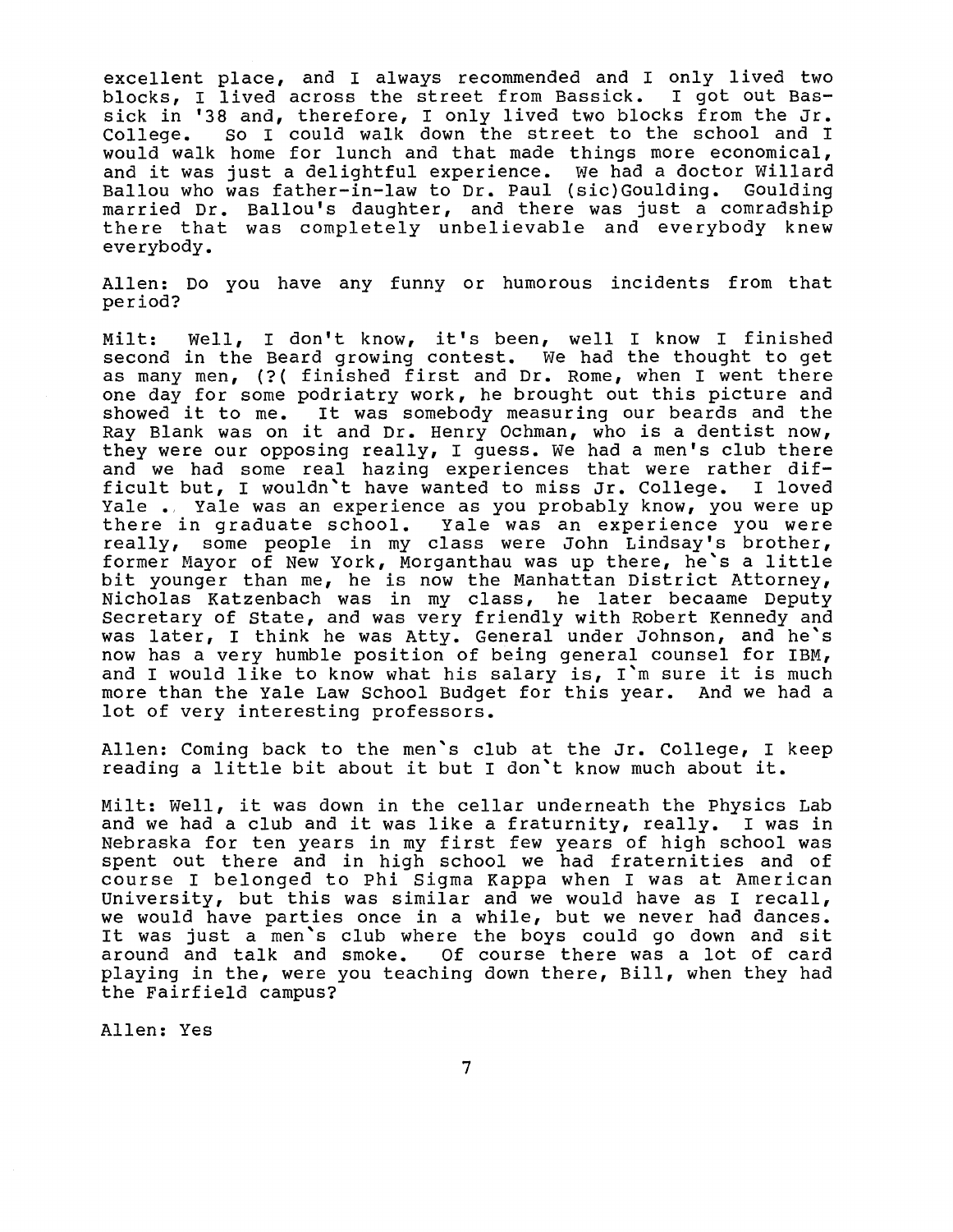excellent place, and I always recommended and I only lived two blocks, I lived across the street from Bassick. I got out Bassick in '38 and, therefore, I only lived two blocks from the Jr. College. So I could walk down the street to the school and I would walk home for lunch and that made things more economical, and it was just a delightful experience. We had a doctor Willard Ballou who was father-in-law to Dr. Paul (sic)Goulding. Goulding married Dr. Ballou's daughter, and there was just a comradship there that was completely unbelievable and everybody knew everybody.

Allen: Do you have any funny or humorous incidents from that period?

Milt: Well, I don't know, it's been, well I know I finished second in the Beard growing contest. We had the thought to get as many men, (?( finished first and Dr. Rome, when I went there one day for some podriatry work, he brought out this picture and showed it to me. It was somebody measuring our beards and the Ray Blank was on it and Dr. Henry Ochman, who is a dentist now, they were our opposing really, I guess. We had a men's club there and we had some real hazing experiences that were rather difficult but, I wouldn't have wanted to miss Jr. College. I loved Yale . Yale was an experience as you probably know, you were up there in graduate school. Yale was an experience you were really, some people in my class were John Lindsay's brother, former Mayor of New York, Morganthau was up there, he's a little bit younger than me, he is now the Manhattan District Attorney, Nicholas Katzenbach was in my class, he later becaame Deputy Secretary of State, and was very friendly with Robert Kennedy and was later, I think he was Atty. General under Johnson, and he's now has a very humble position of being general counsel for IBM, and I would like to know what his salary is, I'm sure it is much more than the Yale Law School Budget for this year. And we had a lot of very interesting professors.

Allen: Coming back to the men's club at the Jr. College, I keep reading a little bit about it but I don't know much about it.

Milt: Well, it was down in the cellar underneath the Physics Lab and we had a club and it was like a fraturnity, really. I was in Nebraska for ten years in my first few years of high school was spent out there and in high school we had fraternities and of course I belonged to Phi Sigma Kappa when I was at American University, but this was similar and we would have as I recall, we would have parties once in a while, but we never had dances. It was just a men's club where the boys could go down and sit around and talk and smoke. Of course there was a lot of card playing in the, were you teaching down there, Bill, when they had the Fairfield campus?

Allen: Yes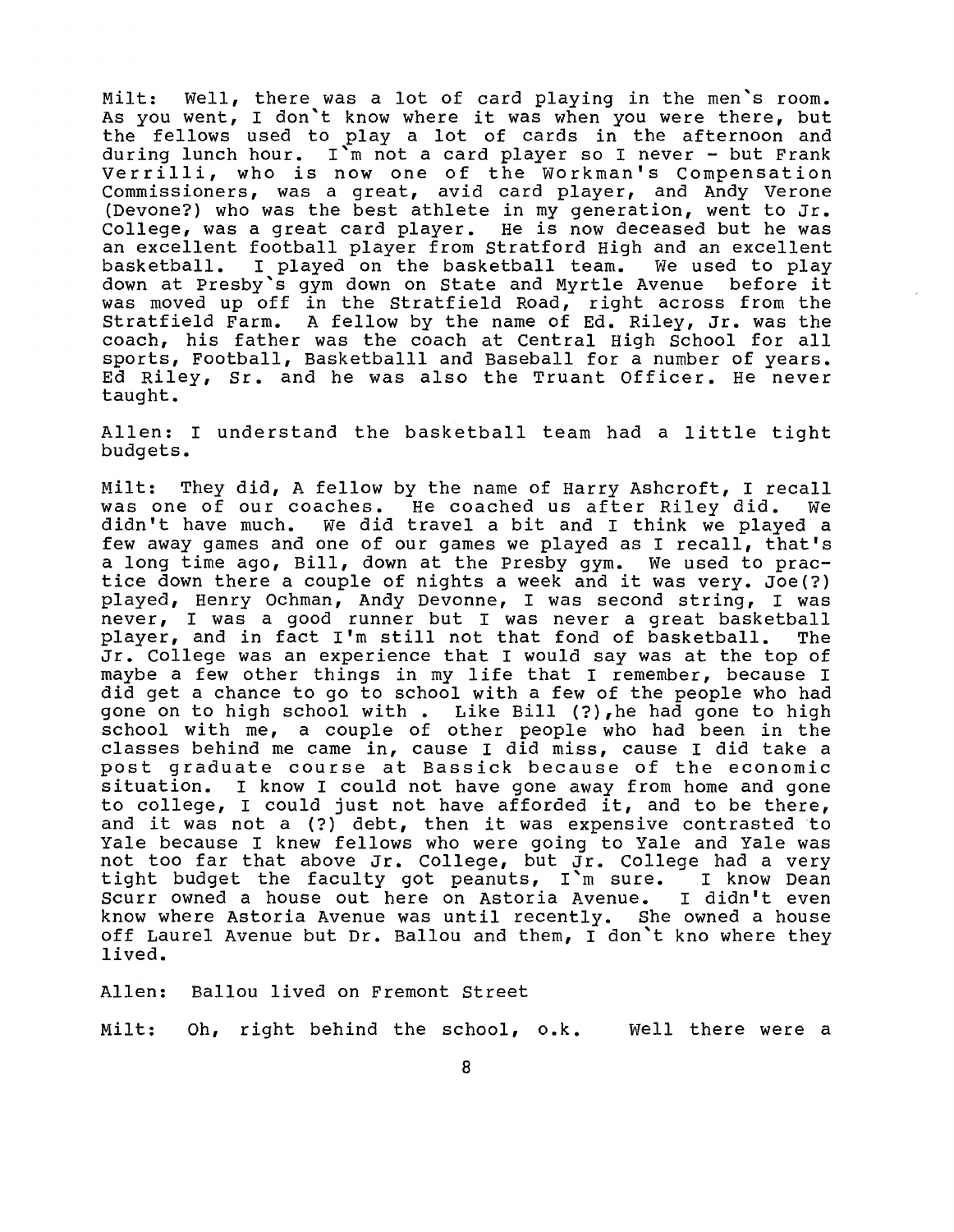Milt: Well, there was a lot of card playing in the men`s room. As you went, I don`t know where it was when you were there, but the fellows used to play a lot of cards in the afternoon and during lunch hour. I`m not a card player so I never - but Frank Verrilli, who is now one of the Workman's Compensation Commissioners, was a great, avid card player, and Andy Verone (Devone?) who was the best athlete in my generation, went to Jr. College, was a great card player. He is now deceased but he was an excellent football player from Stratford High and an excellent basketball. I played on the basketball team. We used to play down at Presby`s gym down on State and Myrtle Avenue before it was moved up off in the Stratfield Road, right across from the Stratfield Farm. A fellow by the name of Ed. Riley, Jr. was the coach, his father was the coach at Central High School for all sports, Football, Basketballl and Baseball for a number of years. Ed Riley, Sr. and he was also the Truant Officer. He never taught.

Allen: I understand the basketball team had a little tight budgets.

Milt: They did, A fellow by the name of Harry Ashcroft, I recall was one of our coaches. He coached us after Riley did. We didn't have much. We did travel a bit and I think we played a few away games and one of our games we played as I recall, that's a long time ago, Bill, down at the Presby gym. We used to practice down there a couple of nights a week and it was very. Joe(?) played, Henry Ochman, Andy Devonne, I was second string, I was never, I was a good runner but I was never a great basketball player, and in fact I'm still not that fond of basketball. The Jr. College was an experience that I would say was at the top of maybe a few other things in my life that I remember, because I did get a chance to go to school with a few of the people who had gone on to high school with . Like Bill (?),he had gone to high school with me, a couple of other people who had been in the classes behind me came in, cause I did miss, cause I did take a post graduate course at Bassick because of the economic situation. I know I could not have gone away from home and gone to college, I could just not have afforded it, and to be there, and it was not a (?) debt, then it was expensive contrasted to Yale because I knew fellows who were going to Yale and Yale was not too far that above Jr. College, but Jr. College had a very tight budget the faculty got peanuts, I`m sure. I know Dean Scurr owned a house out here on Astoria Avenue. I didn't even know where Astoria Avenue was until recently. She owned a house off Laurel Avenue but Dr. Ballou and them, I don`t kno where they lived.

Allen: Ballou lived on Fremont Street

Milt: Oh, right behind the school, o.k. Well there were a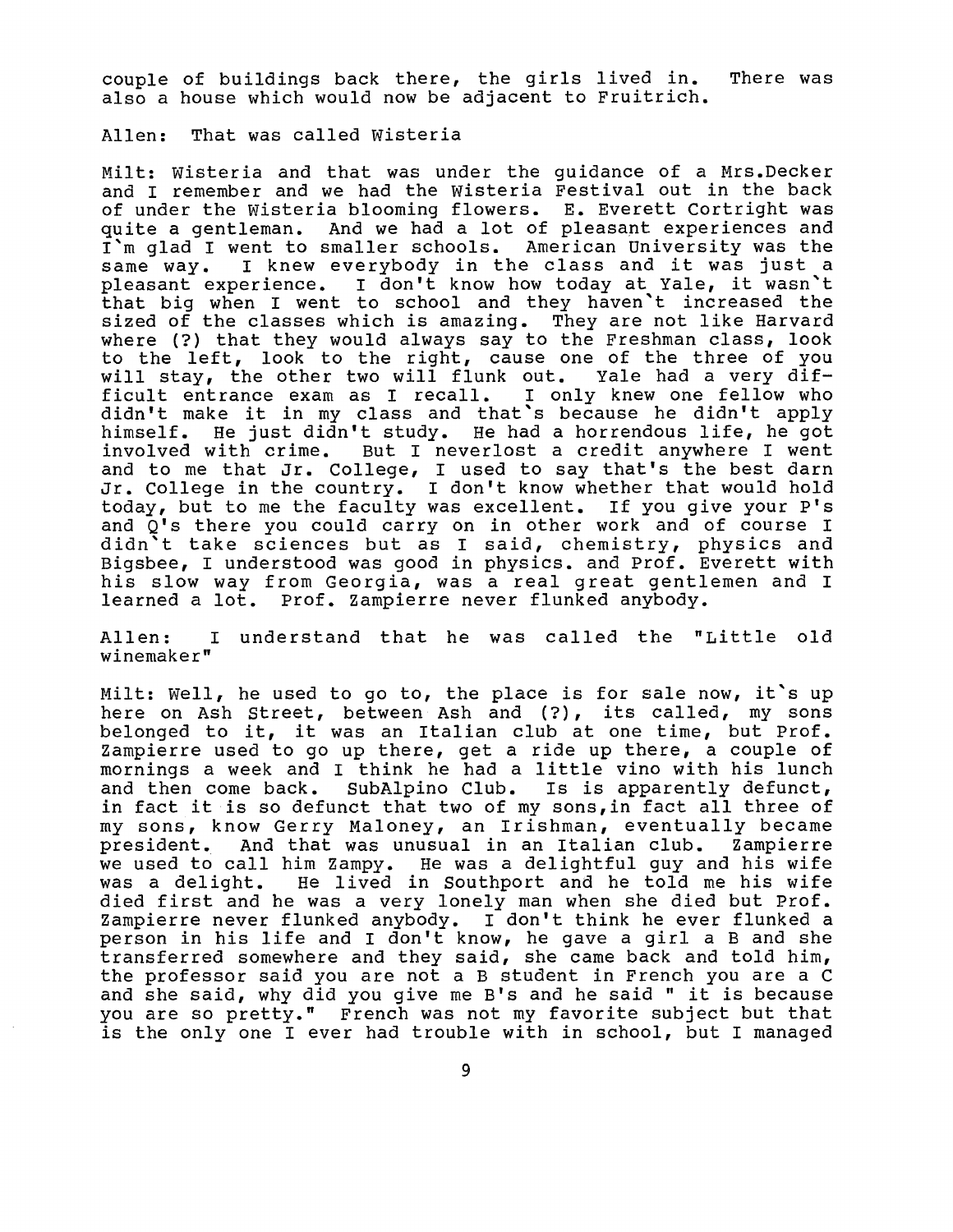couple of buildings back there, the girls lived in. There was also a house which would now be adjacent to Fruitrich.

Allen: That was called Wisteria

Milt: Wisteria and that was under the guidance of a Mrs.Decker and I remember and we had the Wisteria Festival out in the back of under the Wisteria blooming flowers. E. Everett Cortright was quite a gentleman. And we had a lot of pleasant experiences and I`m glad I went to smaller schools. American University was the same way. I knew everybody in the class and it was just a pleasant experience. I don't know how today at Yale, it wasn`t that big when I went to school and they haven`t increased the sized of the classes which is amazing. They are not like Harvard where (?) that they would always say to the Freshman class, look to the left, look to the right, cause one of the three of you will stay, the other two will flunk out. Yale had a very difficult entrance exam as I recall. I only knew one fellow who didn't make it in my class and that`s because he didn't apply himself. He just didn't study. He had a horrendous life, he got involved with crime. But I neverlost a credit anywhere I went and to me that Jr. College, I used to say that's the best darn Jr. College in the country. I don't know whether that would hold today, but to me the faculty was excellent. If you give your P's and Q's there you could carry on in other work and of course I didn`t take sciences but as I said, chemistry, physics and Bigsbee, I understood was good in physics. and Prof. Everett with his slow way from Georgia, was a real great gentlemen and I learned a lot. Prof. Zampierre never flunked anybody.

Allen: I understand that he was called the "Little old winemaker"

Milt: Well, he used to go to, the place is for sale now, it`s up here on Ash Street, between Ash and (?), its called, my sons belonged to it, it was an Italian club at one time, but Prof. Zampierre used to go up there, get a ride up there, a couple of mornings a week and I think he had a little vino with his lunch and then come back. SubAlpino Club. Is is apparently defunct, in fact it is so defunct that two of my sons,in fact all three of my sons, know Gerry Maloney, an Irishman, eventually became president. And that was unusual in an Italian club. Zampierre we used to call him Zampy. He was a delightful guy and his wife was a delight. He lived in Southport and he told me his wife died first and he was a very lonely man when she died but Prof. Zampierre never flunked anybody. I don't think he ever flunked a person in his life and I don't know, he gave a girl a B and she transferred somewhere and they said, she came back and told him, the professor said you are not a B student in French you are a C and she said, why did you give me B's and he said " it is because you are so pretty." French was not my favorite subject but that is the only one I ever had trouble with in school, but I managed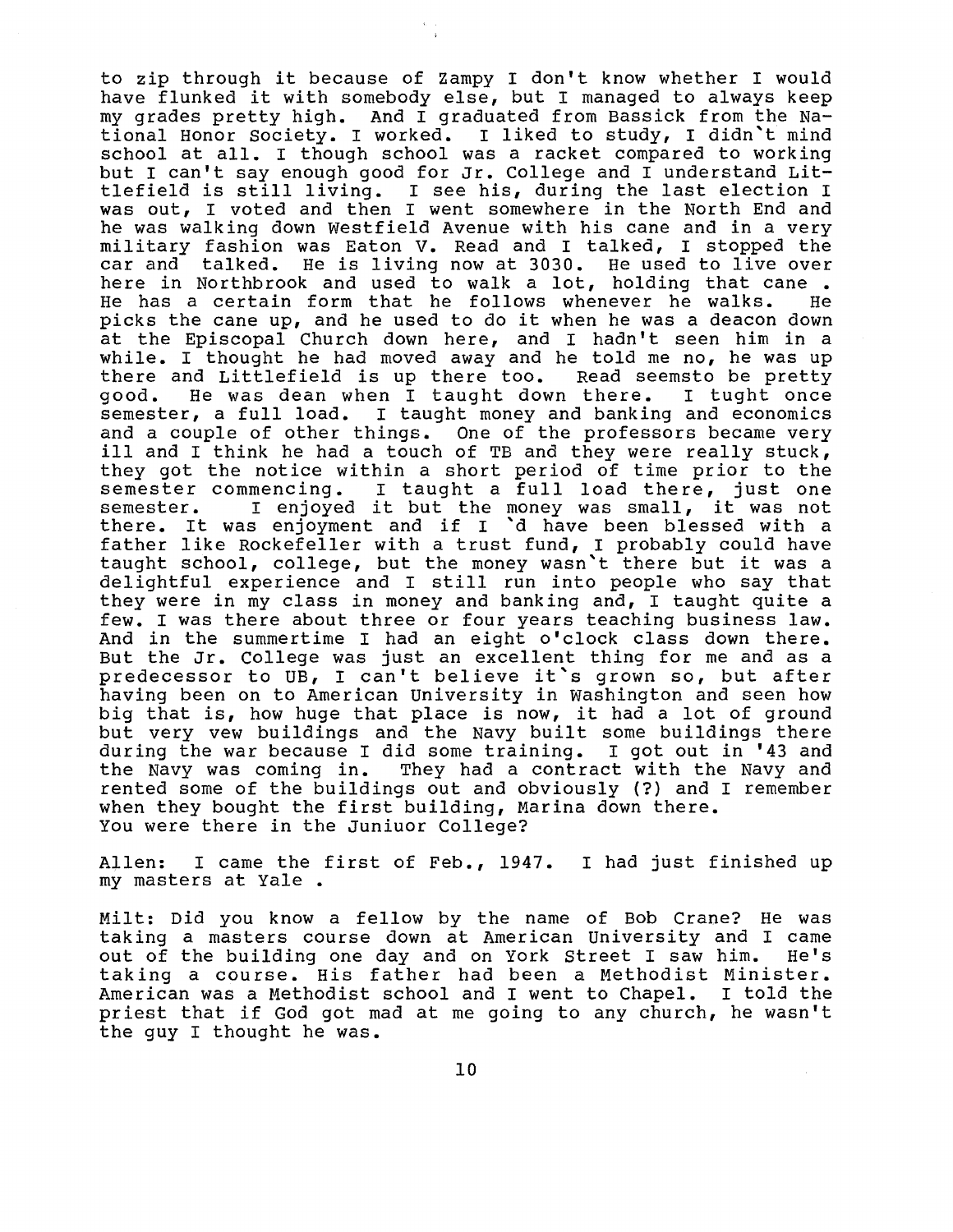to zip through it because of Zampy I don't know whether I would have flunked it with somebody else, but I managed to always keep my grades pretty high. And I graduated from Bassick from the National Honor Society. I worked. I liked to study, I didn't mind school at all. I though school was a racket compared to working but I can't say enough good for Jr. College and I understand Littlefield is still living. I see his, during the last election I was out, I voted and then I went somewhere in the North End and he was walking down Westfield Avenue with his cane and in a very military fashion was Eaton V. Read and I talked, I stopped the car and talked. He is living now at 3030. He used to live over here in Northbrook and used to walk a lot, holding that cane . He has a certain form that he follows whenever he walks. He picks the cane up, and he used to do it when he was a deacon down at the Episcopal Church down here, and I hadn't seen him in a while. I thought he had moved away and he told me no, he was up there and Littlefield is up there too. Read seemsto be pretty good. He was dean when I taught down there. I tught once semester, a full load. I taught money and banking and economics and a couple of other things. One of the professors became very ill and I think he had a touch of TB and they were really stuck, they got the notice within a short period of time prior to the semester commencing. I taught a full load there, just one semester. I enjoyed it but the money was small, it was not there. It was enjoyment and if I 'd have been blessed with a father like Rockefeller with a trust fund, I probably could have taught school, college, but the money wasn't there but it was a delightful experience and I still run into people who say that they were in my class in money and banking and, I taught quite a few. I was there about three or four years teaching business law. And in the summertime I had an eight o'clock class down there. But the Jr. College was just an excellent thing for me and as a predecessor to UB, I can't believe it's grown so, but after having been on to American University in Washington and seen how big that is, how huge that place is now, it had a lot of ground but very vew buildings and the Navy built some buildings there during the war because I did some training. I got out in '43 and the Navy was coming in. They had a contract with the Navy and rented some of the buildings out and obviously (?) and I remember when they bought the first building, Marina down there.
You were there in the Juniuor College?

Allen: I came the first of Feb., 1947. I had just finished up my masters at Yale .

Milt: Did you know a fellow by the name of Bob Crane? He was taking a masters course down at American University and I came out of the building one day and on York Street I saw him. He's taking a course. His father had been a Methodist Minister. American was a Methodist school and I went to Chapel. I told the priest that if God got mad at me going to any church, he wasn't the guy I thought he was.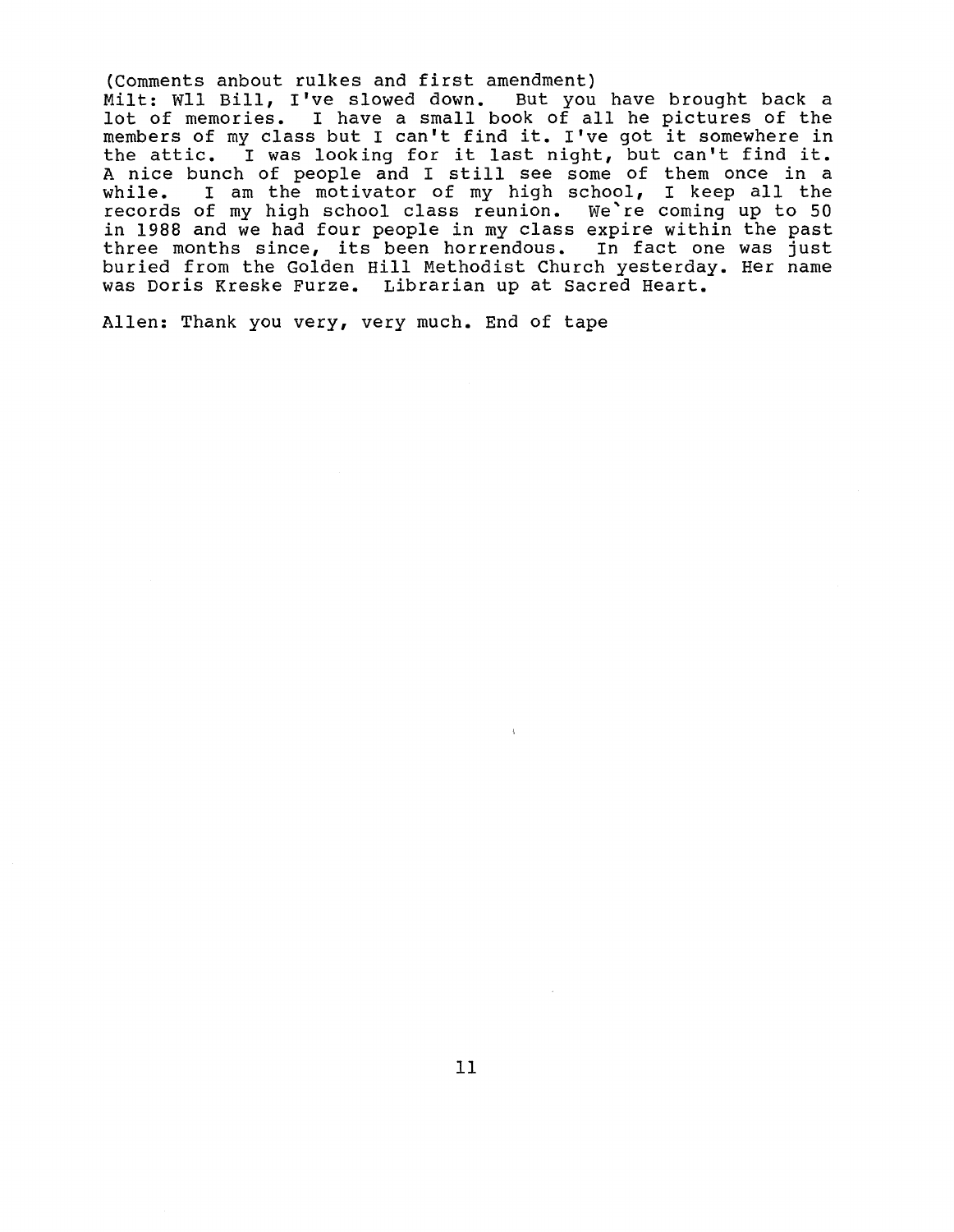(Comments anbout rulkes and first amendment)
Milt: Wll Bill, I've slowed down. But you have brought back a lot of memories. I have a small book of all he pictures of the members of my class but I can't find it. I've got it somewhere in the attic. I was looking for it last night, but can't find it. A nice bunch of people and I still see some of them once in a while. I am the motivator of my high school, I keep all the records of my high school class reunion. We're coming up to 50 in 1988 and we had four people in my class expire within the past three months since, its been horrendous. In fact one was just buried from the Golden Hill Methodist Church yesterday. Her name was Doris Kreske Furze. Librarian up at Sacred Heart.

Allen: Thank you very, very much. End of tape